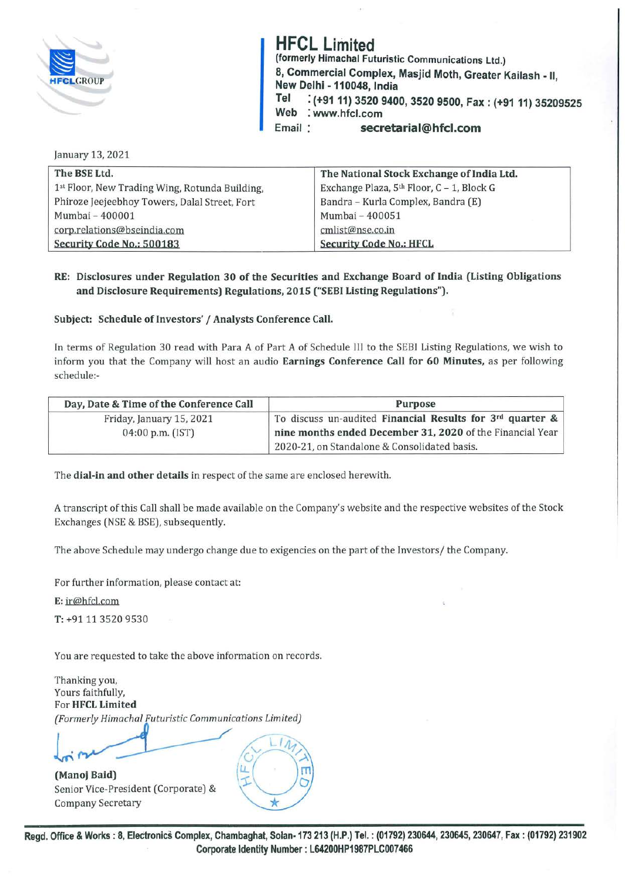# HFCL Limited

**(formerly Himachal Futuristic Communications Ltd.)**
**8, Commercial Complex, Masjid Moth, Greater Kailash - II, New Delhi - 110048, India**
**Tel : (+91 11) 3520 9400, 3520 9500, Fax : (+91 11) 35209525**
**Web : www.hfcl.com**
**Email : secretarial@hfcl.com**

January 13, 2021

| **The BSE Ltd.** | **The National Stock Exchange of India Ltd.** |
|---|---|
| 1st Floor, New Trading Wing, Rotunda Building, | Exchange Plaza, 5th Floor, C – 1, Block G |
| Phiroze Jeejeebhoy Towers, Dalal Street, Fort | Bandra – Kurla Complex, Bandra (E) |
| Mumbai – 400001 | Mumbai – 400051 |
| corp.relations@bseindia.com | cmlist@nse.co.in |
| **Security Code No.: 500183** | **Security Code No.: HFCL** |

**RE: Disclosures under Regulation 30 of the Securities and Exchange Board of India (Listing Obligations and Disclosure Requirements) Regulations, 2015 ("SEBI Listing Regulations").**

**Subject: Schedule of Investors' / Analysts Conference Call.**

In terms of Regulation 30 read with Para A of Part A of Schedule III to the SEBI Listing Regulations, we wish to inform you that the Company will host an audio **Earnings Conference Call for 60 Minutes,** as per following schedule:-

| Day, Date & Time of the Conference Call | Purpose |
|---|---|
| Friday, January 15, 2021<br>04:00 p.m. (IST) | To discuss un-audited **Financial Results for 3rd quarter & nine months ended December 31, 2020** of the Financial Year 2020-21, on Standalone & Consolidated basis. |

The **dial-in and other details** in respect of the same are enclosed herewith.

A transcript of this Call shall be made available on the Company's website and the respective websites of the Stock Exchanges (NSE & BSE), subsequently.

The above Schedule may undergo change due to exigencies on the part of the Investors/ the Company.

For further information, please contact at:

E: ir@hfcl.com

T: +91 11 3520 9530

You are requested to take the above information on records.

Thanking you,
Yours faithfully,
For **HFCL Limited**
*(Formerly Himachal Futuristic Communications Limited)*

**(Manoj Baid)**
Senior Vice-President (Corporate) &
Company Secretary

**Regd. Office & Works : 8, Electronics Complex, Chambaghat, Solan- 173 213 (H.P.) Tel. : (01792) 230644, 230645, 230647, Fax : (01792) 231902**
**Corporate Identity Number : L64200HP1987PLC007466**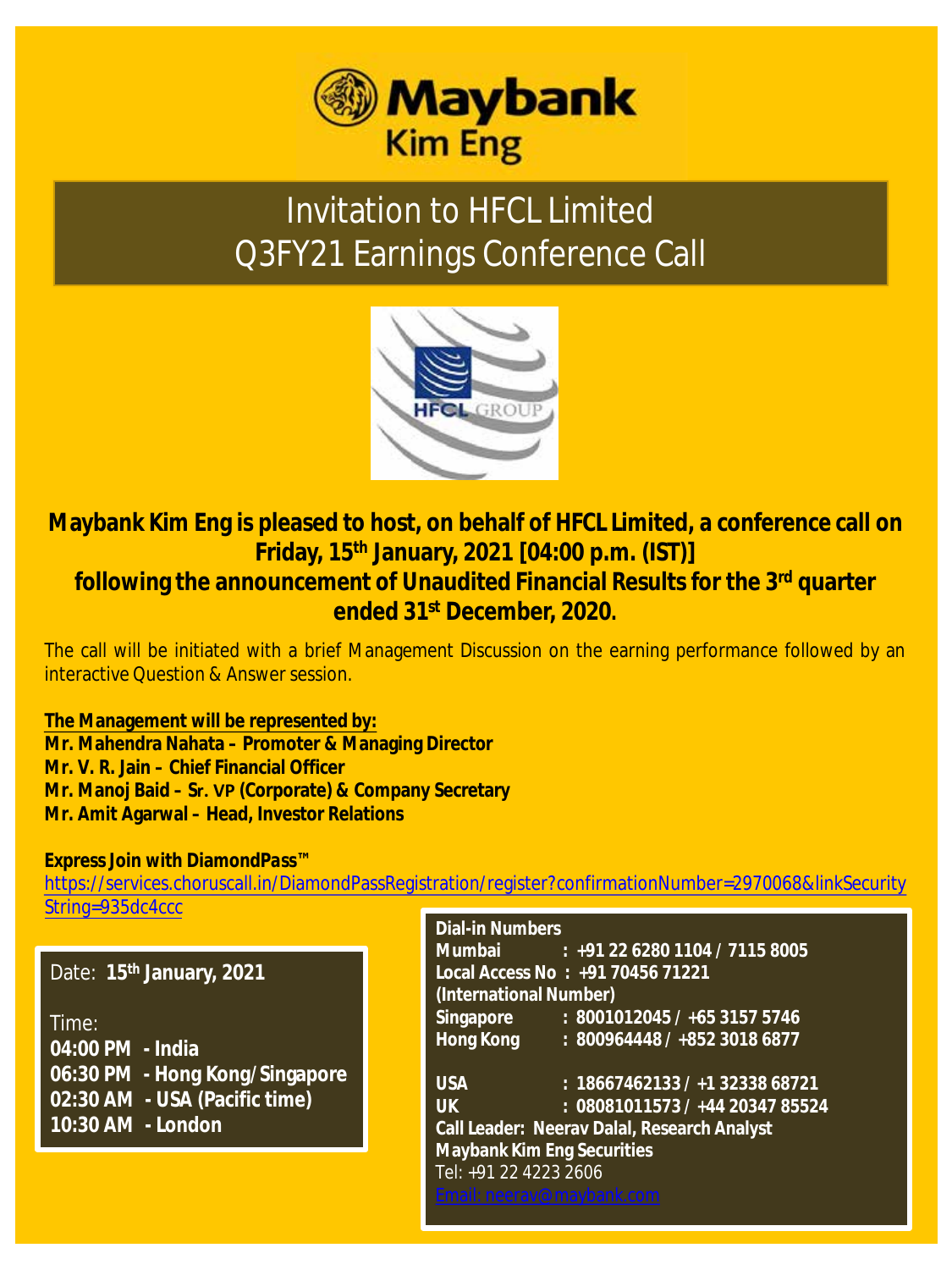Maybank
Kim Eng

# Invitation to HFCL Limited Q3FY21 Earnings Conference Call

HFCL GROUP

**Maybank Kim Eng is pleased to host, on behalf of HFCL Limited, a conference call on Friday, 15th January, 2021 [04:00 p.m. (IST)] following the announcement of Unaudited Financial Results for the 3rd quarter ended 31st December, 2020.**

The call will be initiated with a brief Management Discussion on the earning performance followed by an interactive Question & Answer session.

**The Management will be represented by:**
**Mr. Mahendra Nahata – Promoter & Managing Director**
**Mr. V. R. Jain – Chief Financial Officer**
**Mr. Manoj Baid – Sr. VP (Corporate) & Company Secretary**
**Mr. Amit Agarwal – Head, Investor Relations**

**Express Join with DiamondPass™**
https://services.choruscall.in/DiamondPassRegistration/register?confirmationNumber=2970068&linkSecurityString=935dc4ccc

Date: **15th January, 2021**

Time:
**04:00 PM - India**
**06:30 PM - Hong Kong/Singapore**
**02:30 AM - USA (Pacific time)**
**10:30 AM - London**

**Dial-in Numbers**
**Mumbai : +91 22 6280 1104 / 7115 8005**
**Local Access No : +91 70456 71221**
**(International Number)**
**Singapore : 8001012045 / +65 3157 5746**
**Hong Kong : 800964448 / +852 3018 6877**

**USA : 18667462133 / +1 32338 68721**
**UK : 08081011573 / +44 20347 85524**
**Call Leader: Neerav Dalal, Research Analyst**
**Maybank Kim Eng Securities**
Tel: +91 22 4223 2606
Email: neerav@maybank.com